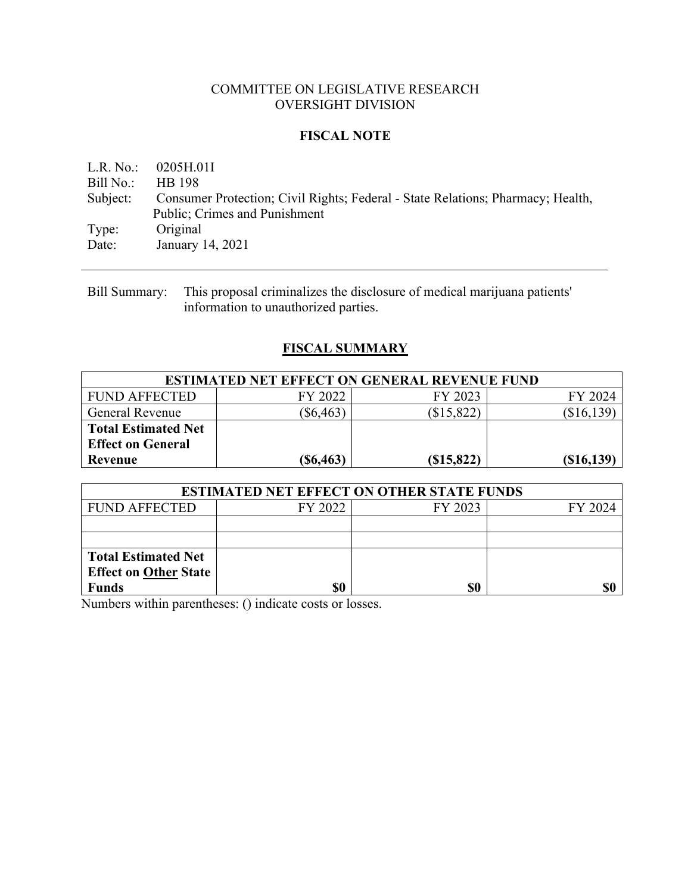COMMITTEE ON LEGISLATIVE RESEARCH
OVERSIGHT DIVISION

**FISCAL NOTE**

L.R. No.: 0205H.01I
Bill No.: HB 198
Subject: Consumer Protection; Civil Rights; Federal - State Relations; Pharmacy; Health, Public; Crimes and Punishment
Type: Original
Date: January 14, 2021

---

Bill Summary: This proposal criminalizes the disclosure of medical marijuana patients' information to unauthorized parties.

## FISCAL SUMMARY

| ESTIMATED NET EFFECT ON GENERAL REVENUE FUND | | | |
|---|---|---|---|
| FUND AFFECTED | FY 2022 | FY 2023 | FY 2024 |
| General Revenue | ($6,463) | ($15,822) | ($16,139) |
| **Total Estimated Net Effect on General Revenue** | **($6,463)** | **($15,822)** | **($16,139)** |

| ESTIMATED NET EFFECT ON OTHER STATE FUNDS | | | |
|---|---|---|---|
| FUND AFFECTED | FY 2022 | FY 2023 | FY 2024 |
| | | | |
| | | | |
| **Total Estimated Net Effect on Other State Funds** | **$0** | **$0** | **$0** |

Numbers within parentheses: () indicate costs or losses.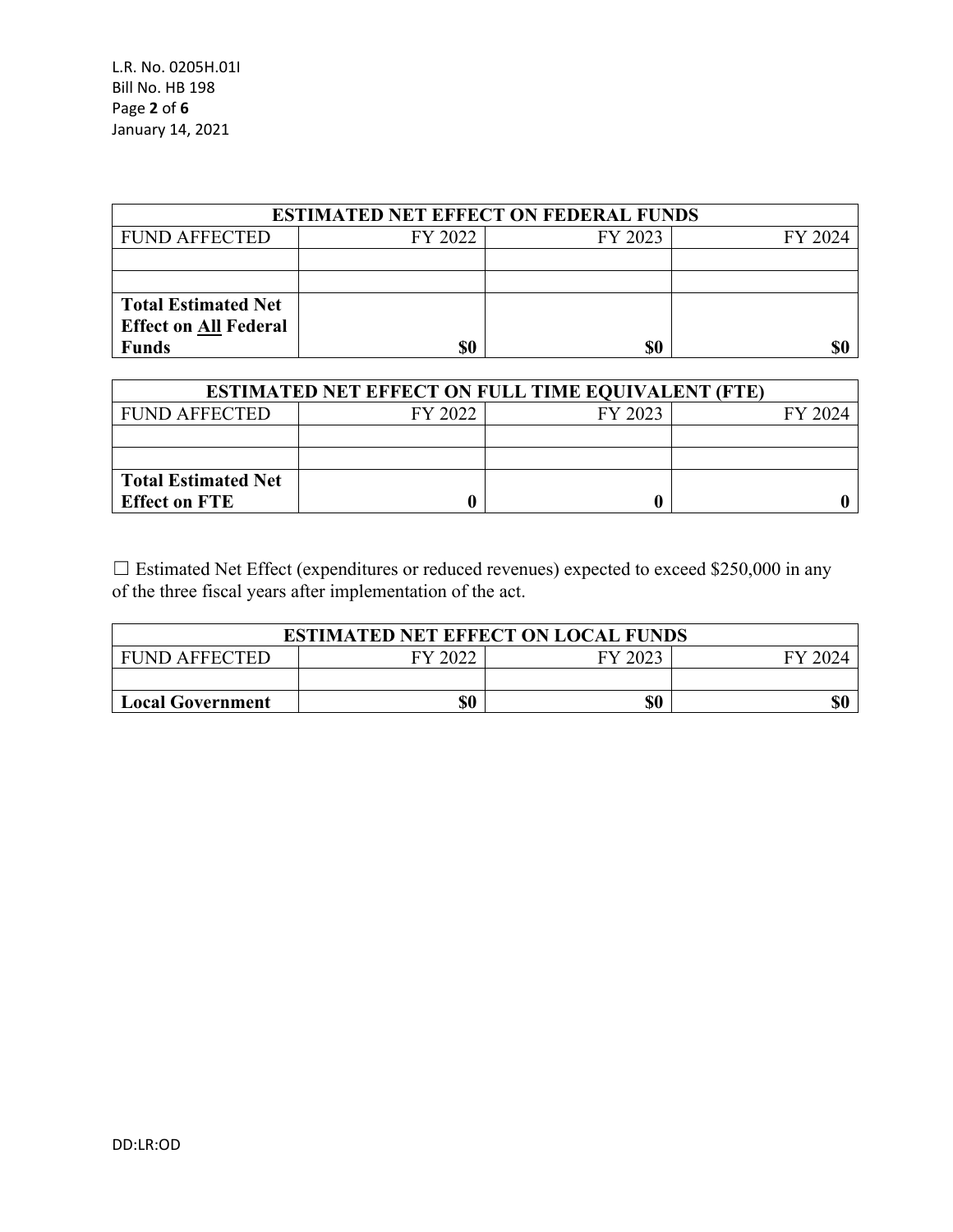| ESTIMATED NET EFFECT ON FEDERAL FUNDS | | | |
|---|---|---|---|
| FUND AFFECTED | FY 2022 | FY 2023 | FY 2024 |
| | | | |
| | | | |
| **Total Estimated Net Effect on All Federal Funds** | **$0** | **$0** | **$0** |

| ESTIMATED NET EFFECT ON FULL TIME EQUIVALENT (FTE) | | | |
|---|---|---|---|
| FUND AFFECTED | FY 2022 | FY 2023 | FY 2024 |
| | | | |
| | | | |
| **Total Estimated Net Effect on FTE** | **0** | **0** | **0** |

☐ Estimated Net Effect (expenditures or reduced revenues) expected to exceed $250,000 in any of the three fiscal years after implementation of the act.

| ESTIMATED NET EFFECT ON LOCAL FUNDS | | | |
|---|---|---|---|
| FUND AFFECTED | FY 2022 | FY 2023 | FY 2024 |
| | | | |
| **Local Government** | **$0** | **$0** | **$0** |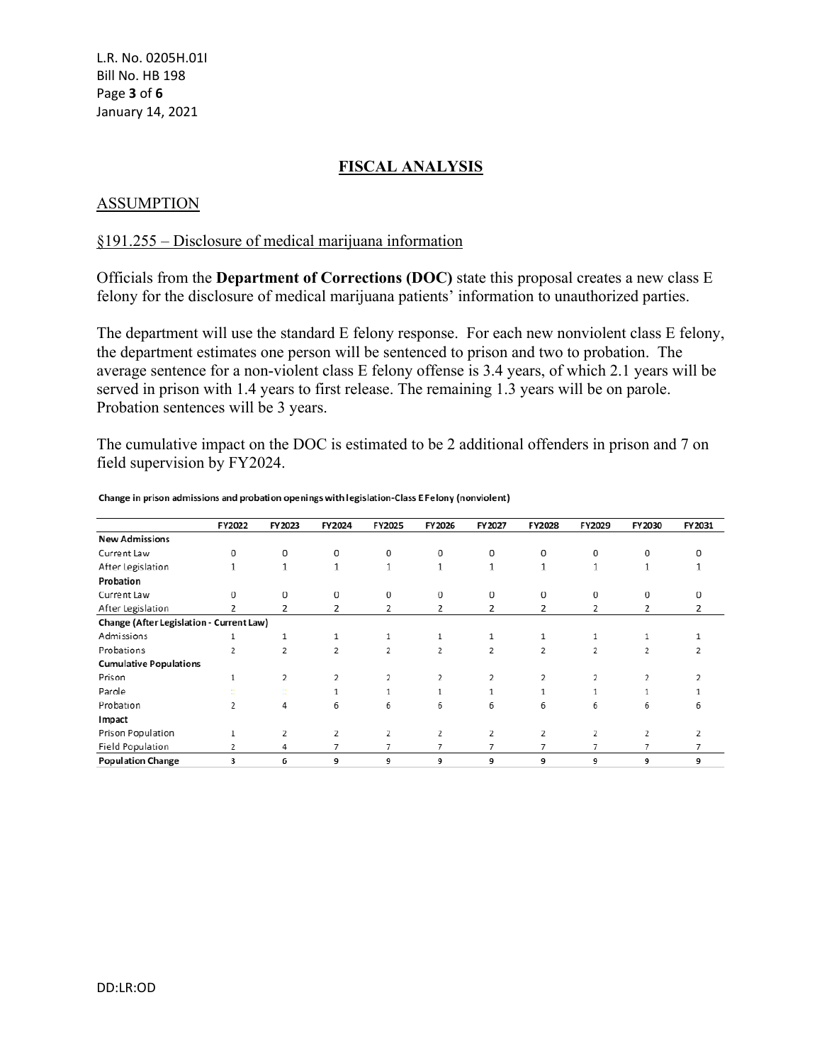## FISCAL ANALYSIS

### ASSUMPTION

§191.255 – Disclosure of medical marijuana information

Officials from the **Department of Corrections (DOC)** state this proposal creates a new class E felony for the disclosure of medical marijuana patients' information to unauthorized parties.

The department will use the standard E felony response. For each new nonviolent class E felony, the department estimates one person will be sentenced to prison and two to probation. The average sentence for a non-violent class E felony offense is 3.4 years, of which 2.1 years will be served in prison with 1.4 years to first release. The remaining 1.3 years will be on parole. Probation sentences will be 3 years.

The cumulative impact on the DOC is estimated to be 2 additional offenders in prison and 7 on field supervision by FY2024.

**Change in prison admissions and probation openings with legislation-Class E Felony (nonviolent)**

| | FY2022 | FY2023 | FY2024 | FY2025 | FY2026 | FY2027 | FY2028 | FY2029 | FY2030 | FY2031 |
|---|---|---|---|---|---|---|---|---|---|---|
| **New Admissions** | | | | | | | | | | |
| Current Law | 0 | 0 | 0 | 0 | 0 | 0 | 0 | 0 | 0 | 0 |
| After Legislation | 1 | 1 | 1 | 1 | 1 | 1 | 1 | 1 | 1 | 1 |
| **Probation** | | | | | | | | | | |
| Current Law | 0 | 0 | 0 | 0 | 0 | 0 | 0 | 0 | 0 | 0 |
| After Legislation | 2 | 2 | 2 | 2 | 2 | 2 | 2 | 2 | 2 | 2 |
| **Change (After Legislation - Current Law)** | | | | | | | | | | |
| Admissions | 1 | 1 | 1 | 1 | 1 | 1 | 1 | 1 | 1 | 1 |
| Probations | 2 | 2 | 2 | 2 | 2 | 2 | 2 | 2 | 2 | 2 |
| **Cumulative Populations** | | | | | | | | | | |
| Prison | 1 | 2 | 2 | 2 | 2 | 2 | 2 | 2 | 2 | 2 |
| Parole | | | 1 | 1 | 1 | 1 | 1 | 1 | 1 | 1 |
| Probation | 2 | 4 | 6 | 6 | 6 | 6 | 6 | 6 | 6 | 6 |
| **Impact** | | | | | | | | | | |
| Prison Population | 1 | 2 | 2 | 2 | 2 | 2 | 2 | 2 | 2 | 2 |
| Field Population | 2 | 4 | 7 | 7 | 7 | 7 | 7 | 7 | 7 | 7 |
| **Population Change** | **3** | **6** | **9** | **9** | **9** | **9** | **9** | **9** | **9** | **9** |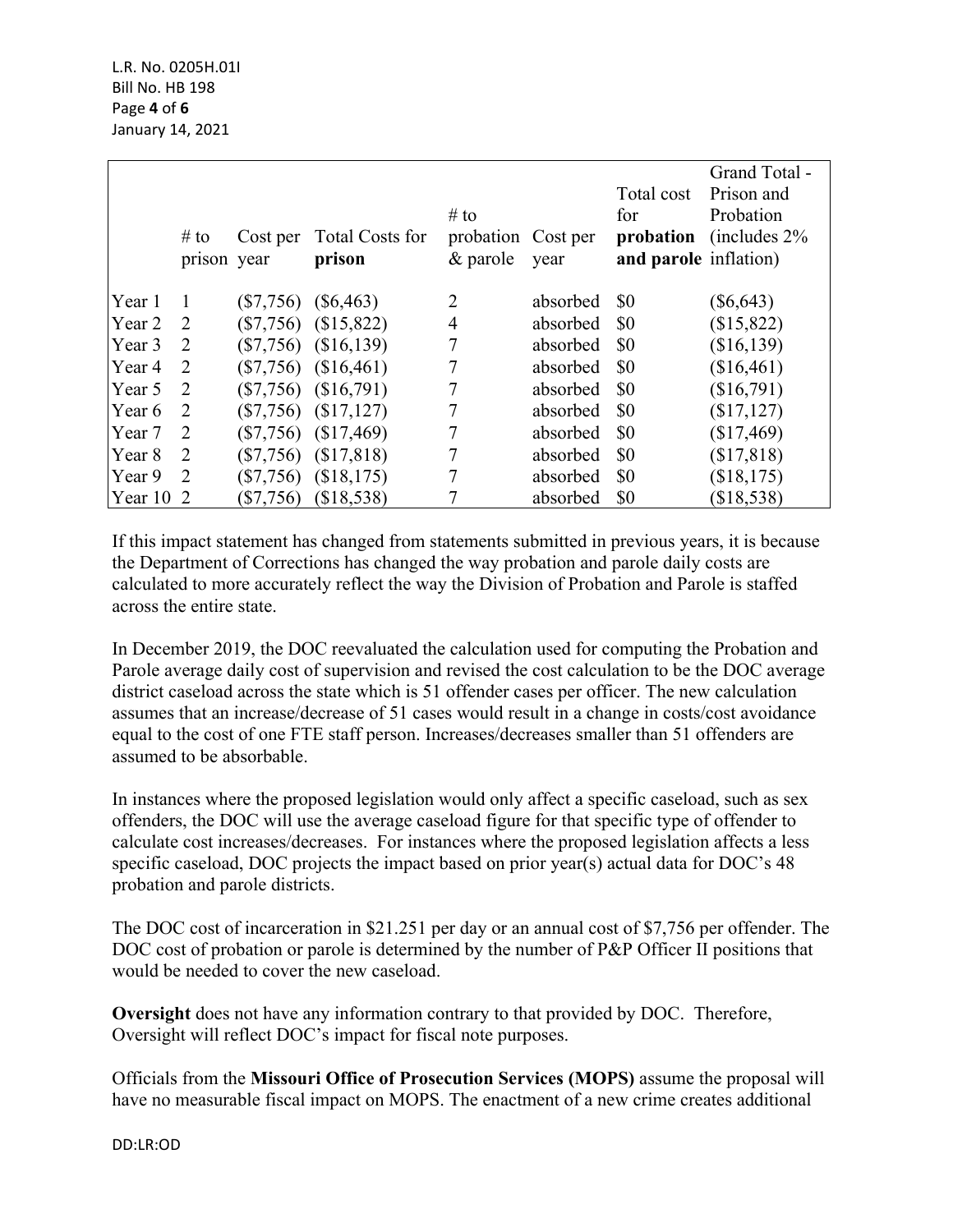| | # to prison | Cost per year | Total Costs for **prison** | # to probation & parole | Cost per year | Total cost for **probation and parole** | Grand Total - Prison and Probation (includes 2% inflation) |
|---|---|---|---|---|---|---|---|
| Year 1 | 1 | ($7,756) | ($6,463) | 2 | absorbed | $0 | ($6,643) |
| Year 2 | 2 | ($7,756) | ($15,822) | 4 | absorbed | $0 | ($15,822) |
| Year 3 | 2 | ($7,756) | ($16,139) | 7 | absorbed | $0 | ($16,139) |
| Year 4 | 2 | ($7,756) | ($16,461) | 7 | absorbed | $0 | ($16,461) |
| Year 5 | 2 | ($7,756) | ($16,791) | 7 | absorbed | $0 | ($16,791) |
| Year 6 | 2 | ($7,756) | ($17,127) | 7 | absorbed | $0 | ($17,127) |
| Year 7 | 2 | ($7,756) | ($17,469) | 7 | absorbed | $0 | ($17,469) |
| Year 8 | 2 | ($7,756) | ($17,818) | 7 | absorbed | $0 | ($17,818) |
| Year 9 | 2 | ($7,756) | ($18,175) | 7 | absorbed | $0 | ($18,175) |
| Year 10 | 2 | ($7,756) | ($18,538) | 7 | absorbed | $0 | ($18,538) |

If this impact statement has changed from statements submitted in previous years, it is because the Department of Corrections has changed the way probation and parole daily costs are calculated to more accurately reflect the way the Division of Probation and Parole is staffed across the entire state.

In December 2019, the DOC reevaluated the calculation used for computing the Probation and Parole average daily cost of supervision and revised the cost calculation to be the DOC average district caseload across the state which is 51 offender cases per officer. The new calculation assumes that an increase/decrease of 51 cases would result in a change in costs/cost avoidance equal to the cost of one FTE staff person. Increases/decreases smaller than 51 offenders are assumed to be absorbable.

In instances where the proposed legislation would only affect a specific caseload, such as sex offenders, the DOC will use the average caseload figure for that specific type of offender to calculate cost increases/decreases. For instances where the proposed legislation affects a less specific caseload, DOC projects the impact based on prior year(s) actual data for DOC's 48 probation and parole districts.

The DOC cost of incarceration in $21.251 per day or an annual cost of $7,756 per offender. The DOC cost of probation or parole is determined by the number of P&P Officer II positions that would be needed to cover the new caseload.

**Oversight** does not have any information contrary to that provided by DOC. Therefore, Oversight will reflect DOC's impact for fiscal note purposes.

Officials from the **Missouri Office of Prosecution Services (MOPS)** assume the proposal will have no measurable fiscal impact on MOPS. The enactment of a new crime creates additional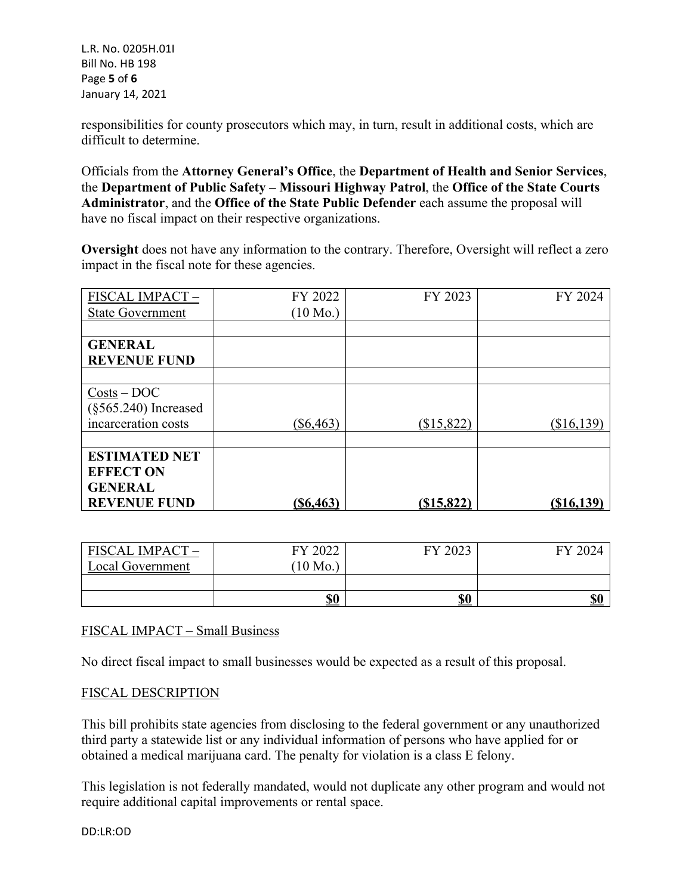responsibilities for county prosecutors which may, in turn, result in additional costs, which are difficult to determine.

Officials from the **Attorney General's Office**, the **Department of Health and Senior Services**, the **Department of Public Safety – Missouri Highway Patrol**, the **Office of the State Courts Administrator**, and the **Office of the State Public Defender** each assume the proposal will have no fiscal impact on their respective organizations.

**Oversight** does not have any information to the contrary. Therefore, Oversight will reflect a zero impact in the fiscal note for these agencies.

| FISCAL IMPACT – State Government | FY 2022 (10 Mo.) | FY 2023 | FY 2024 |
|---|---|---|---|
| | | | |
| **GENERAL REVENUE FUND** | | | |
| | | | |
| Costs – DOC (§565.240) Increased incarceration costs | ($6,463) | ($15,822) | ($16,139) |
| | | | |
| **ESTIMATED NET EFFECT ON GENERAL REVENUE FUND** | **($6,463)** | **($15,822)** | **($16,139)** |

| FISCAL IMPACT – Local Government | FY 2022 (10 Mo.) | FY 2023 | FY 2024 |
|---|---|---|---|
| | | | |
| | **$0** | **$0** | **$0** |

FISCAL IMPACT – Small Business

No direct fiscal impact to small businesses would be expected as a result of this proposal.

FISCAL DESCRIPTION

This bill prohibits state agencies from disclosing to the federal government or any unauthorized third party a statewide list or any individual information of persons who have applied for or obtained a medical marijuana card. The penalty for violation is a class E felony.

This legislation is not federally mandated, would not duplicate any other program and would not require additional capital improvements or rental space.

DD:LR:OD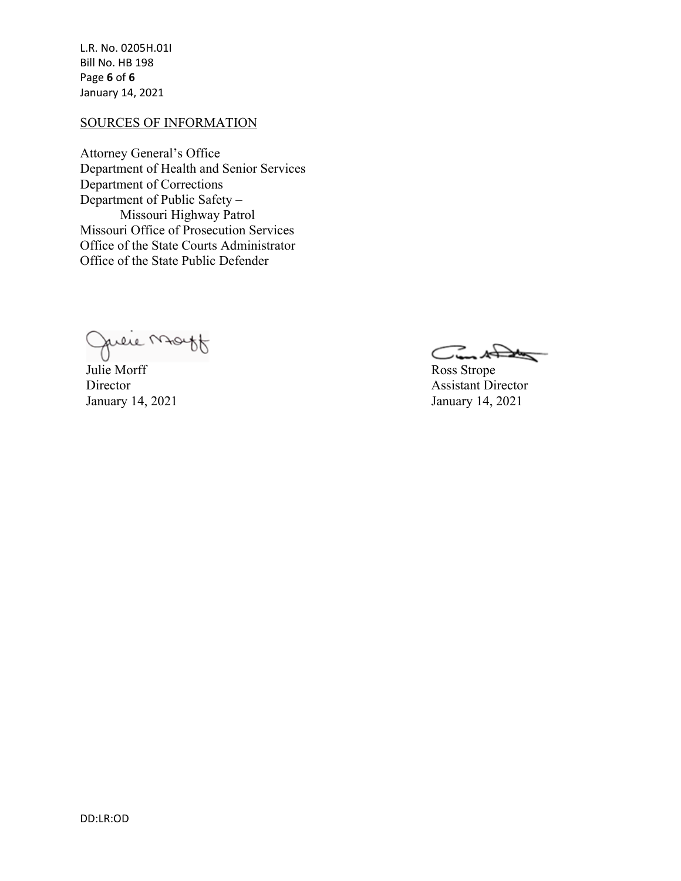SOURCES OF INFORMATION

Attorney General's Office
Department of Health and Senior Services
Department of Corrections
Department of Public Safety –
    Missouri Highway Patrol
Missouri Office of Prosecution Services
Office of the State Courts Administrator
Office of the State Public Defender

Julie Morff
Director
January 14, 2021

Ross Strope
Assistant Director
January 14, 2021

DD:LR:OD